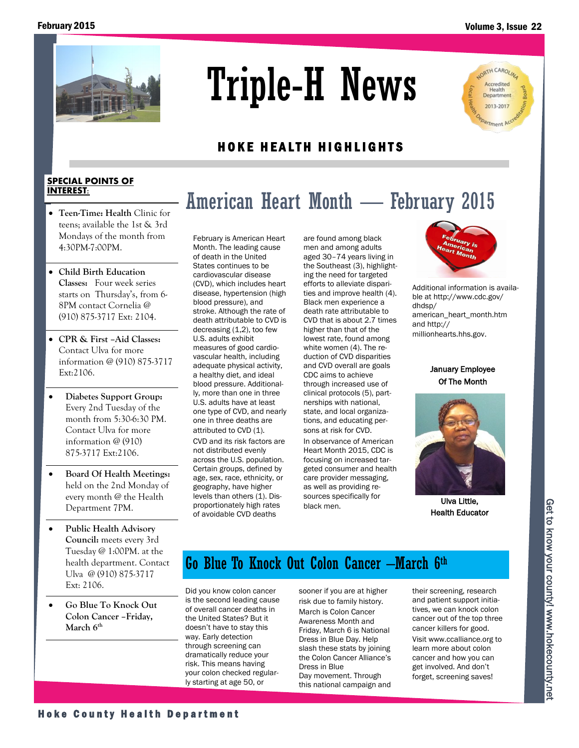# Triple-H News

## HOKE HEALTH HIGHLIGHTS

**SPECIAL POINTS OF INTEREST:**

- **Teen-Time: Health** Clinic for teens; available the 1st & 3rd Mondays of the month from 4:30PM-7:00PM.
- **Child Birth Education Classes:** Four week series starts on Thursday's, from 6-8PM contact Cornelia @ (910) 875-3717 Ext: 2104.
- **CPR & First –Aid Classes:** Contact Ulva for more information @ (910) 875-3717 Ext:2106.
- **Diabetes Support Group:** Every 2nd Tuesday of the month from 5:30-6:30 PM. Contact Ulva for more information @ (910) 875-3717 Ext:2106.
- **Board Of Health Meetings:** held on the 2nd Monday of every month @ the Health Department 7PM.
- **Public Health Advisory Council:** meets every 3rd Tuesday @ 1:00PM. at the health department. Contact Ulva @ (910) 875-3717 Ext: 2106.
- **Go Blue To Knock Out Colon Cancer –Friday, March 6th**

## American Heart Month — February 2015

February is American Heart Month. The leading cause of death in the United States continues to be cardiovascular disease (CVD), which includes heart disease, hypertension (high blood pressure), and stroke. Although the rate of death attributable to CVD is decreasing (1,2), too few U.S. adults exhibit measures of good cardiovascular health, including adequate physical activity, a healthy diet, and ideal blood pressure. Additionally, more than one in three U.S. adults have at least one type of CVD, and nearly one in three deaths are attributed to CVD (1).

CVD and its risk factors are not distributed evenly across the U.S. population. Certain groups, defined by age, sex, race, ethnicity, or geography, have higher levels than others (1). Disproportionately high rates of avoidable CVD deaths are found among black men and among adults aged 30–74 years living in the Southeast (3), highlighting the need for targeted efforts to alleviate disparities and improve health (4). Black men experience a death rate attributable to CVD that is about 2.7 times higher than that of the lowest rate, found among white women (4). The reduction of CVD disparities and CVD overall are goals CDC aims to achieve through increased use of clinical protocols (5), partnerships with national, state, and local organizations, and educating persons at risk for CVD.

In observance of American Heart Month 2015, CDC is focusing on increased targeted consumer and health care provider messaging, as well as providing resources specifically for black men.

Additional information is available at http://www.cdc.gov/dhdsp/american_heart_month.htm and http://millionhearts.hhs.gov.

**January Employee Of The Month**

Ulva Little, Health Educator

## Go Blue To Knock Out Colon Cancer –March 6th

Did you know colon cancer is the second leading cause of overall cancer deaths in the United States? But it doesn't have to stay this way. Early detection through screening can dramatically reduce your risk. This means having your colon checked regularly starting at age 50, or sooner if you are at higher risk due to family history.

March is Colon Cancer Awareness Month and Friday, March 6 is National Dress in Blue Day. Help slash these stats by joining the Colon Cancer Alliance's Dress in Blue Day movement. Through this national campaign and their screening, research and patient support initiatives, we can knock colon cancer out of the top three cancer killers for good.

Visit www.ccalliance.org to learn more about colon cancer and how you can get involved. And don't forget, screening saves!

Get to know your county! www.hokecounty.net

Hoke County Health Department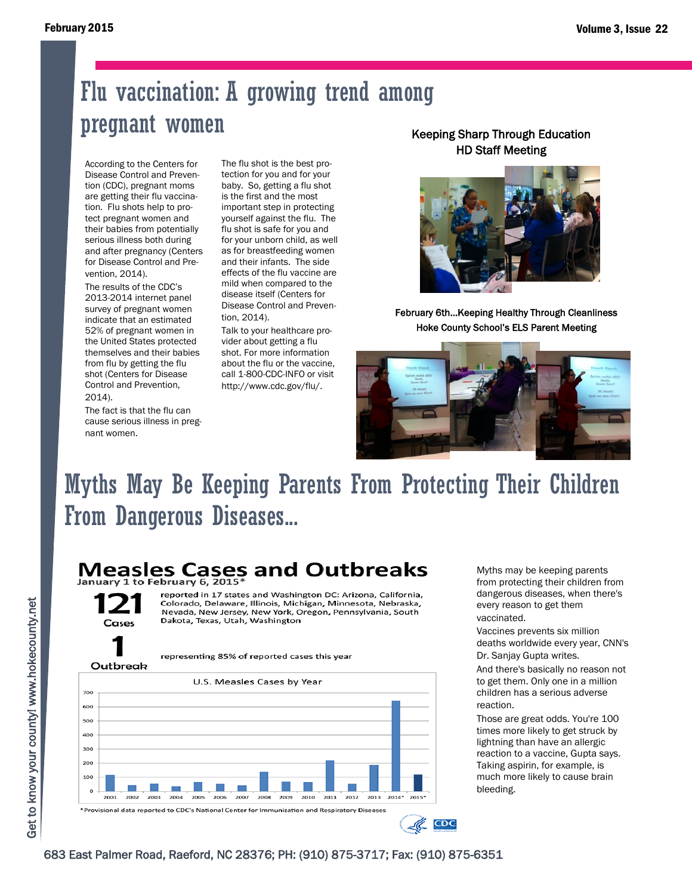# Flu vaccination: A growing trend among pregnant women

According to the Centers for Disease Control and Prevention (CDC), pregnant moms are getting their flu vaccination. Flu shots help to protect pregnant women and their babies from potentially serious illness both during and after pregnancy (Centers for Disease Control and Prevention, 2014).

The results of the CDC's 2013-2014 internet panel survey of pregnant women indicate that an estimated 52% of pregnant women in the United States protected themselves and their babies from flu by getting the flu shot (Centers for Disease Control and Prevention, 2014).

The fact is that the flu can cause serious illness in pregnant women.

The flu shot is the best protection for you and for your baby. So, getting a flu shot is the first and the most important step in protecting yourself against the flu. The flu shot is safe for you and for your unborn child, as well as for breastfeeding women and their infants. The side effects of the flu vaccine are mild when compared to the disease itself (Centers for Disease Control and Prevention, 2014).

Talk to your healthcare provider about getting a flu shot. For more information about the flu or the vaccine, call 1-800-CDC-INFO or visit http://www.cdc.gov/flu/.

**Keeping Sharp Through Education**
**HD Staff Meeting**

**February 6th...Keeping Healthy Through Cleanliness**
**Hoke County School's ELS Parent Meeting**

# Myths May Be Keeping Parents From Protecting Their Children From Dangerous Diseases...

**Measles Cases and Outbreaks**
January 1 to February 6, 2015*

**121** Cases — reported in 17 states and Washington DC: Arizona, California, Colorado, Delaware, Illinois, Michigan, Minnesota, Nebraska, Nevada, New Jersey, New York, Oregon, Pennsylvania, South Dakota, Texas, Utah, Washington

**1** Outbreak — representing 85% of reported cases this year

U.S. Measles Cases by Year
0, 100, 200, 300, 400, 500, 600, 700
2001, 2002, 2003, 2004, 2005, 2006, 2007, 2008, 2009, 2010, 2011, 2012, 2013, 2014*, 2015*

*Provisional data reported to CDC's National Center for Immunization and Respiratory Diseases

Myths may be keeping parents from protecting their children from dangerous diseases, when there's every reason to get them vaccinated.

Vaccines prevents six million deaths worldwide every year, CNN's Dr. Sanjay Gupta writes.

And there's basically no reason not to get them. Only one in a million children has a serious adverse reaction.

Those are great odds. You're 100 times more likely to get struck by lightning than have an allergic reaction to a vaccine, Gupta says. Taking aspirin, for example, is much more likely to cause brain bleeding.

683 East Palmer Road, Raeford, NC 28376; PH: (910) 875-3717; Fax: (910) 875-6351

Get to know your county! www.hokecounty.net